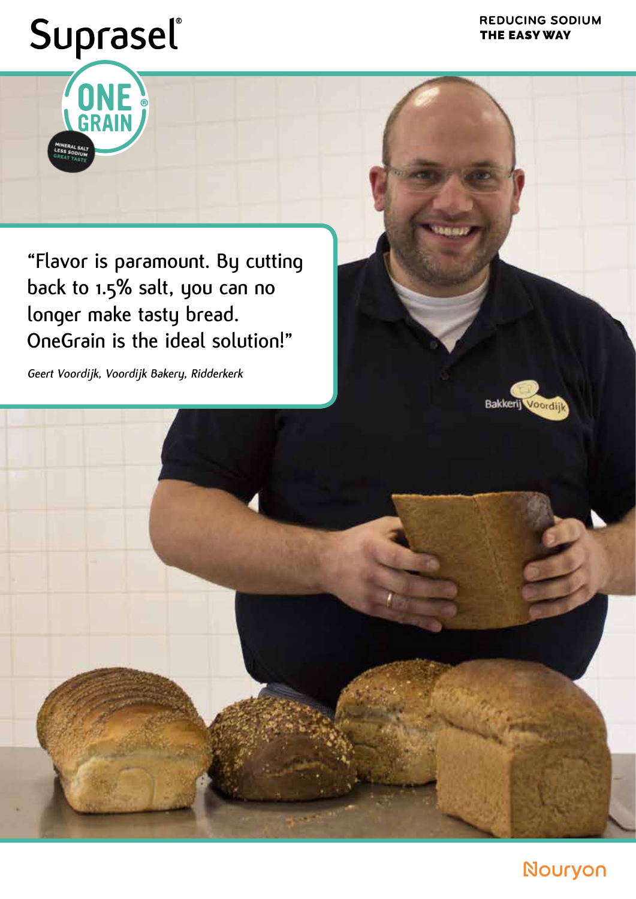# Suprasel®

**REDUCING SODIUM THE EASY WAY**

ONE GRAIN®

MINERAL SALT LESS SODIUM GREAT TASTE

"Flavor is paramount. By cutting back to 1.5% salt, you can no longer make tasty bread. OneGrain is the ideal solution!"

*Geert Voordijk, Voordijk Bakery, Ridderkerk*

Nouryon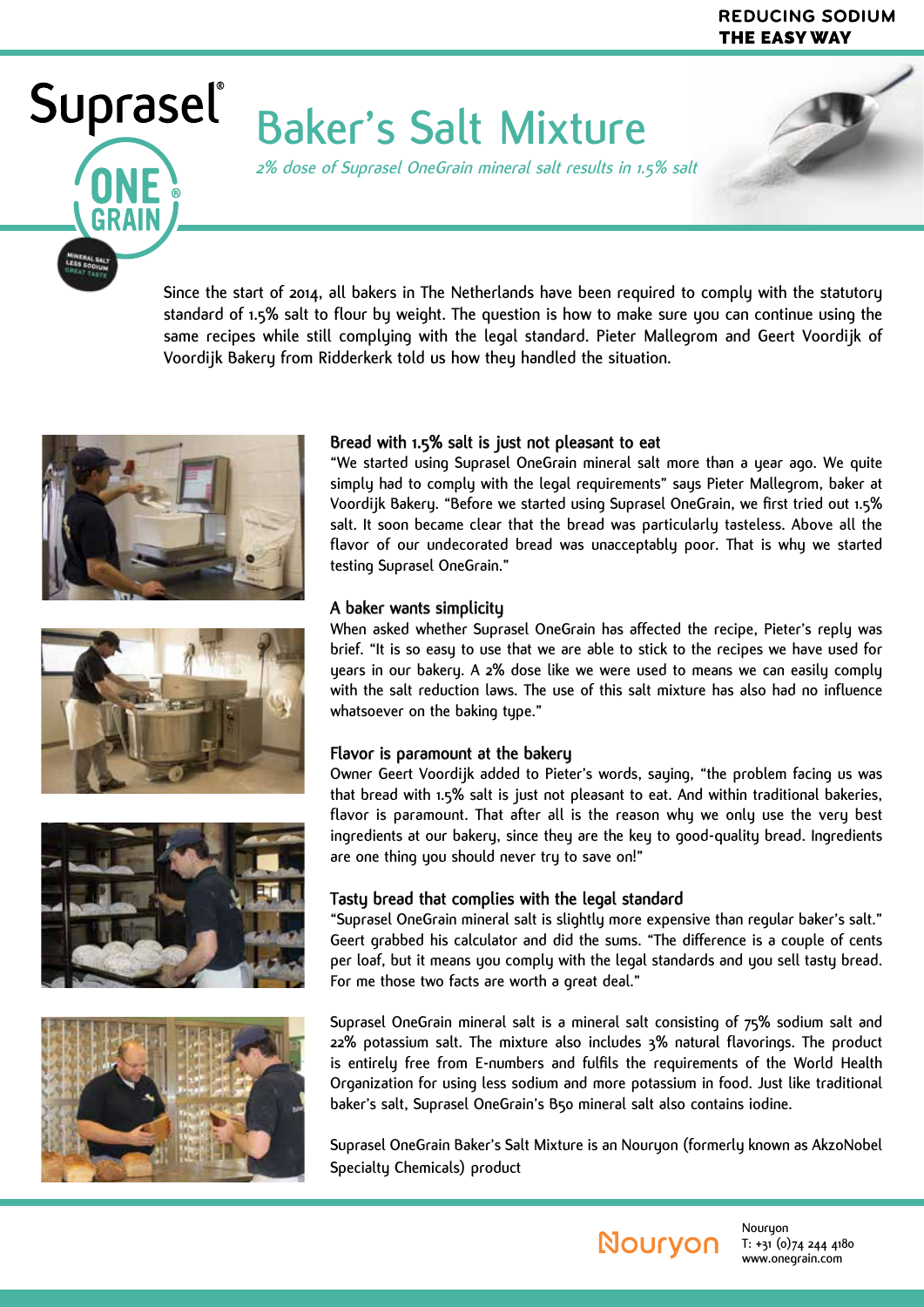REDUCING SODIUM
THE EASY WAY

Suprasel®

ONE GRAIN®

# Baker's Salt Mixture

*2% dose of Suprasel OneGrain mineral salt results in 1.5% salt*

Since the start of 2014, all bakers in The Netherlands have been required to comply with the statutory standard of 1.5% salt to flour by weight. The question is how to make sure you can continue using the same recipes while still complying with the legal standard. Pieter Mallegrom and Geert Voordijk of Voordijk Bakery from Ridderkerk told us how they handled the situation.

### Bread with 1.5% salt is just not pleasant to eat

"We started using Suprasel OneGrain mineral salt more than a year ago. We quite simply had to comply with the legal requirements" says Pieter Mallegrom, baker at Voordijk Bakery. "Before we started using Suprasel OneGrain, we first tried out 1.5% salt. It soon became clear that the bread was particularly tasteless. Above all the flavor of our undecorated bread was unacceptably poor. That is why we started testing Suprasel OneGrain."

### A baker wants simplicity

When asked whether Suprasel OneGrain has affected the recipe, Pieter's reply was brief. "It is so easy to use that we are able to stick to the recipes we have used for years in our bakery. A 2% dose like we were used to means we can easily comply with the salt reduction laws. The use of this salt mixture has also had no influence whatsoever on the baking type."

### Flavor is paramount at the bakery

Owner Geert Voordijk added to Pieter's words, saying, "the problem facing us was that bread with 1.5% salt is just not pleasant to eat. And within traditional bakeries, flavor is paramount. That after all is the reason why we only use the very best ingredients at our bakery, since they are the key to good-quality bread. Ingredients are one thing you should never try to save on!"

### Tasty bread that complies with the legal standard

"Suprasel OneGrain mineral salt is slightly more expensive than regular baker's salt." Geert grabbed his calculator and did the sums. "The difference is a couple of cents per loaf, but it means you comply with the legal standards and you sell tasty bread. For me those two facts are worth a great deal."

Suprasel OneGrain mineral salt is a mineral salt consisting of 75% sodium salt and 22% potassium salt. The mixture also includes 3% natural flavorings. The product is entirely free from E-numbers and fulfils the requirements of the World Health Organization for using less sodium and more potassium in food. Just like traditional baker's salt, Suprasel OneGrain's B50 mineral salt also contains iodine.

Suprasel OneGrain Baker's Salt Mixture is an Nouryon (formerly known as AkzoNobel Specialty Chemicals) product

Nouryon
T: +31 (0)74 244 4180
www.onegrain.com